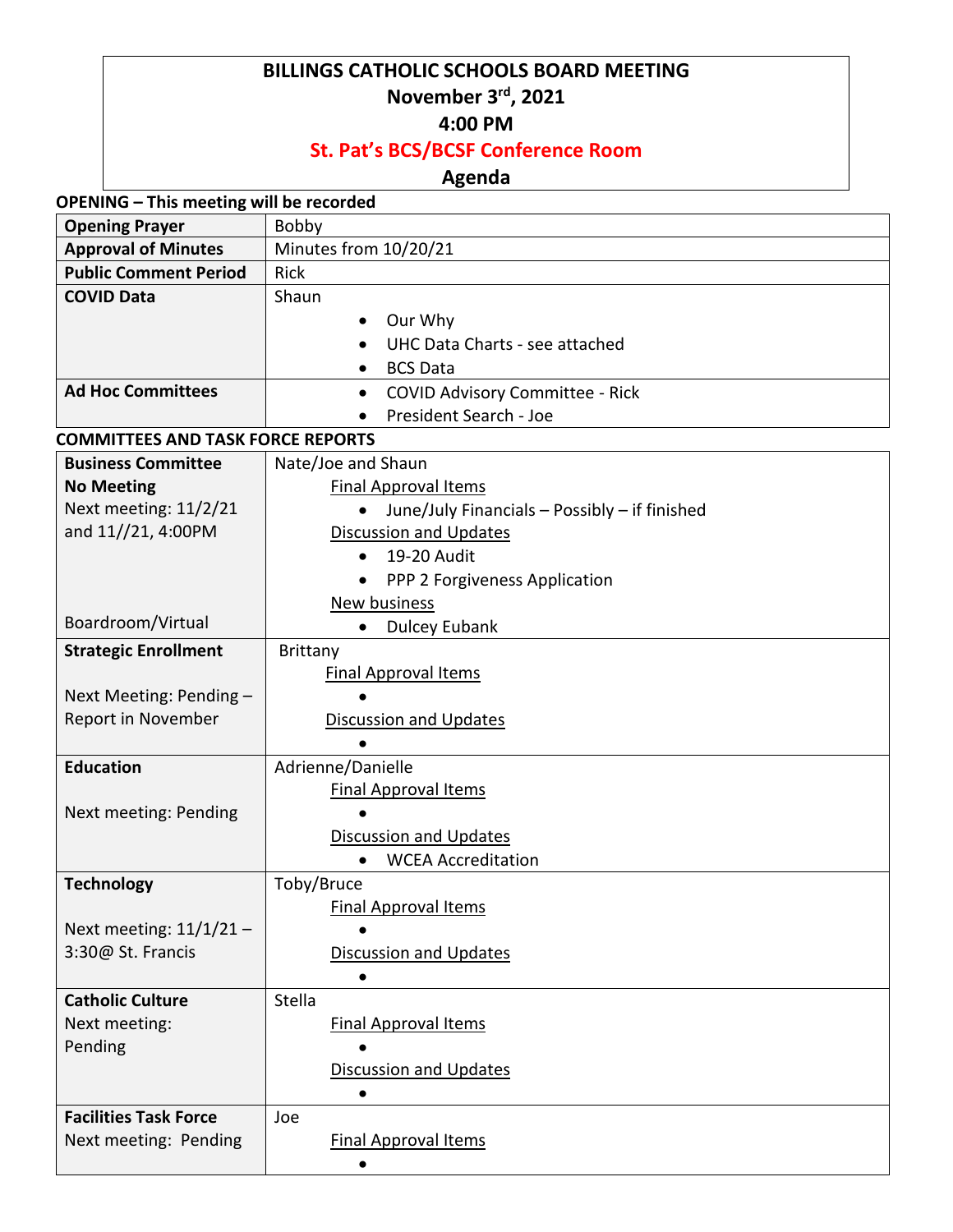# BILLINGS CATHOLIC SCHOOLS BOARD MEETING

**November 3rd, 2021**

**4:00 PM**

**St. Pat's BCS/BCSF Conference Room**

**Agenda**

**OPENING – This meeting will be recorded**

| | |
|---|---|
| **Opening Prayer** | Bobby |
| **Approval of Minutes** | Minutes from 10/20/21 |
| **Public Comment Period** | Rick |
| **COVID Data** | Shaun<br>• Our Why<br>• UHC Data Charts - see attached<br>• BCS Data |
| **Ad Hoc Committees** | • COVID Advisory Committee - Rick<br>• President Search - Joe |

**COMMITTEES AND TASK FORCE REPORTS**

| | |
|---|---|
| **Business Committee**<br>**No Meeting**<br>Next meeting: 11/2/21 and 11//21, 4:00PM<br><br>Boardroom/Virtual | Nate/Joe and Shaun<br>Final Approval Items<br>• June/July Financials – Possibly – if finished<br>Discussion and Updates<br>• 19-20 Audit<br>• PPP 2 Forgiveness Application<br>New business<br>• Dulcey Eubank |
| **Strategic Enrollment**<br><br>Next Meeting: Pending – Report in November | Brittany<br>Final Approval Items<br>•<br>Discussion and Updates<br>• |
| **Education**<br><br>Next meeting: Pending | Adrienne/Danielle<br>Final Approval Items<br>•<br>Discussion and Updates<br>• WCEA Accreditation |
| **Technology**<br><br>Next meeting: 11/1/21 – 3:30@ St. Francis | Toby/Bruce<br>Final Approval Items<br>•<br>Discussion and Updates<br>• |
| **Catholic Culture**<br>Next meeting: Pending | Stella<br>Final Approval Items<br>•<br>Discussion and Updates<br>• |
| **Facilities Task Force**<br>Next meeting: Pending | Joe<br>Final Approval Items<br>• |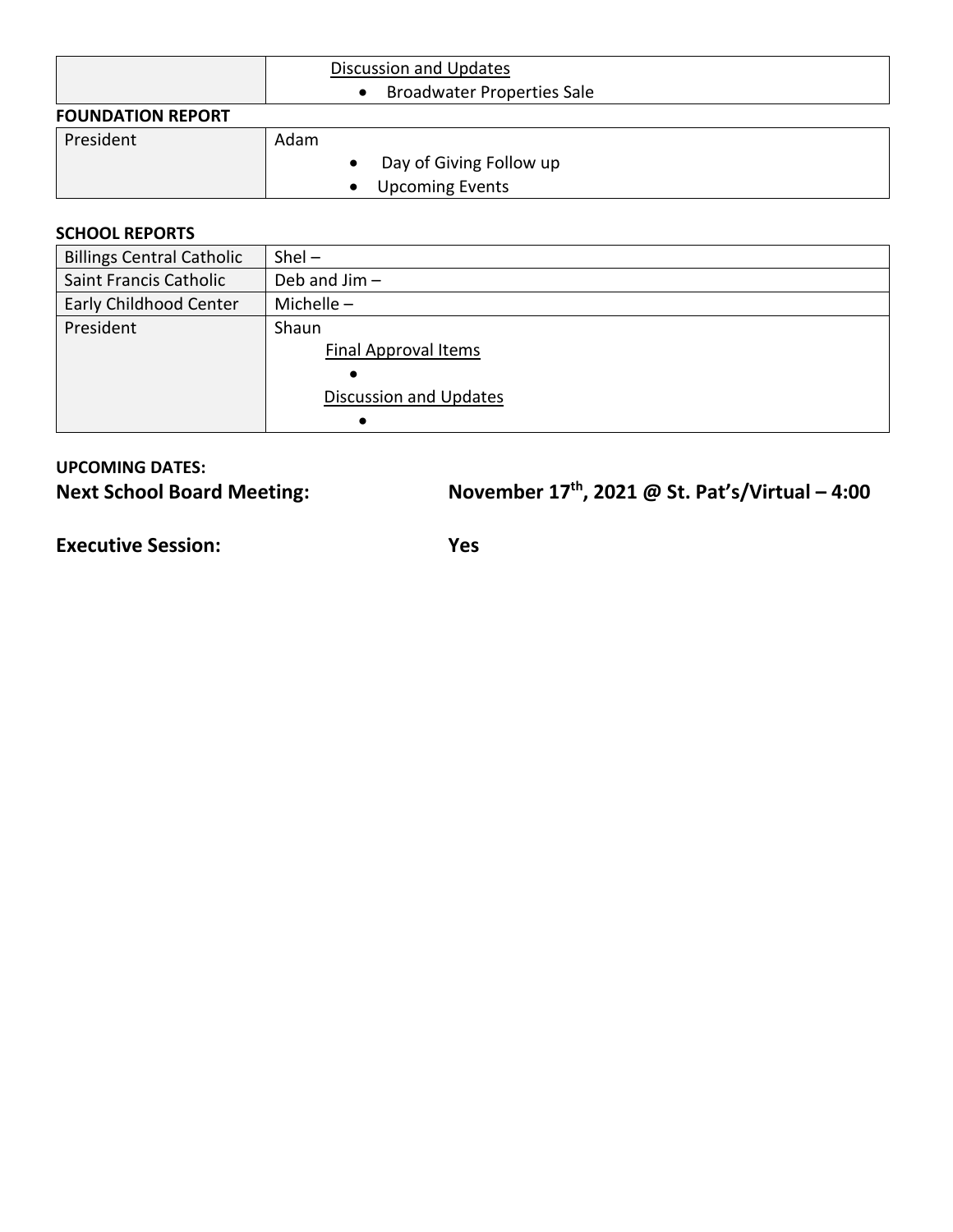| | |
|---|---|
| | Discussion and Updates<br>• Broadwater Properties Sale |

**FOUNDATION REPORT**

| | |
|---|---|
| President | Adam<br>• Day of Giving Follow up<br>• Upcoming Events |

**SCHOOL REPORTS**

| | |
|---|---|
| Billings Central Catholic | Shel – |
| Saint Francis Catholic | Deb and Jim – |
| Early Childhood Center | Michelle – |
| President | Shaun<br>Final Approval Items<br>•<br>Discussion and Updates<br>• |

**UPCOMING DATES:**

**Next School Board Meeting:** **November 17th, 2021 @ St. Pat's/Virtual – 4:00**

**Executive Session:** **Yes**